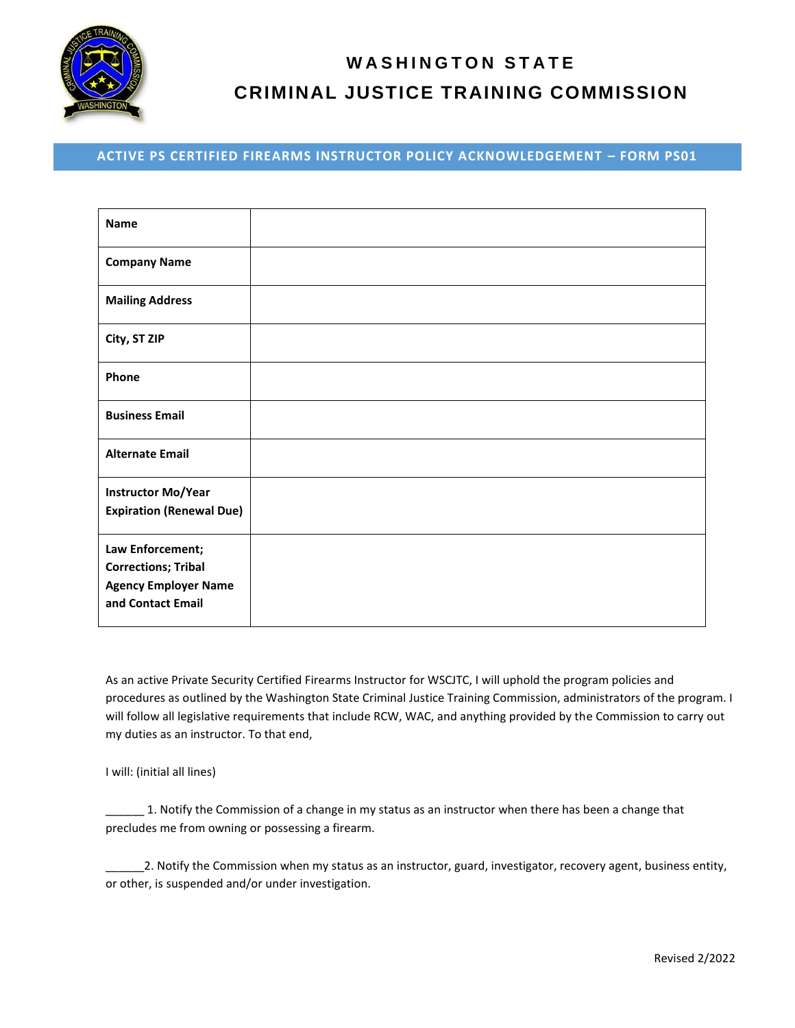# WASHINGTON STATE
# CRIMINAL JUSTICE TRAINING COMMISSION

## ACTIVE PS CERTIFIED FIREARMS INSTRUCTOR POLICY ACKNOWLEDGEMENT – FORM PS01

| | |
|---|---|
| **Name** | |
| **Company Name** | |
| **Mailing Address** | |
| **City, ST ZIP** | |
| **Phone** | |
| **Business Email** | |
| **Alternate Email** | |
| **Instructor Mo/Year Expiration (Renewal Due)** | |
| **Law Enforcement; Corrections; Tribal Agency Employer Name and Contact Email** | |

As an active Private Security Certified Firearms Instructor for WSCJTC, I will uphold the program policies and procedures as outlined by the Washington State Criminal Justice Training Commission, administrators of the program. I will follow all legislative requirements that include RCW, WAC, and anything provided by the Commission to carry out my duties as an instructor. To that end,

I will: (initial all lines)

______ 1. Notify the Commission of a change in my status as an instructor when there has been a change that precludes me from owning or possessing a firearm.

______2. Notify the Commission when my status as an instructor, guard, investigator, recovery agent, business entity, or other, is suspended and/or under investigation.

Revised 2/2022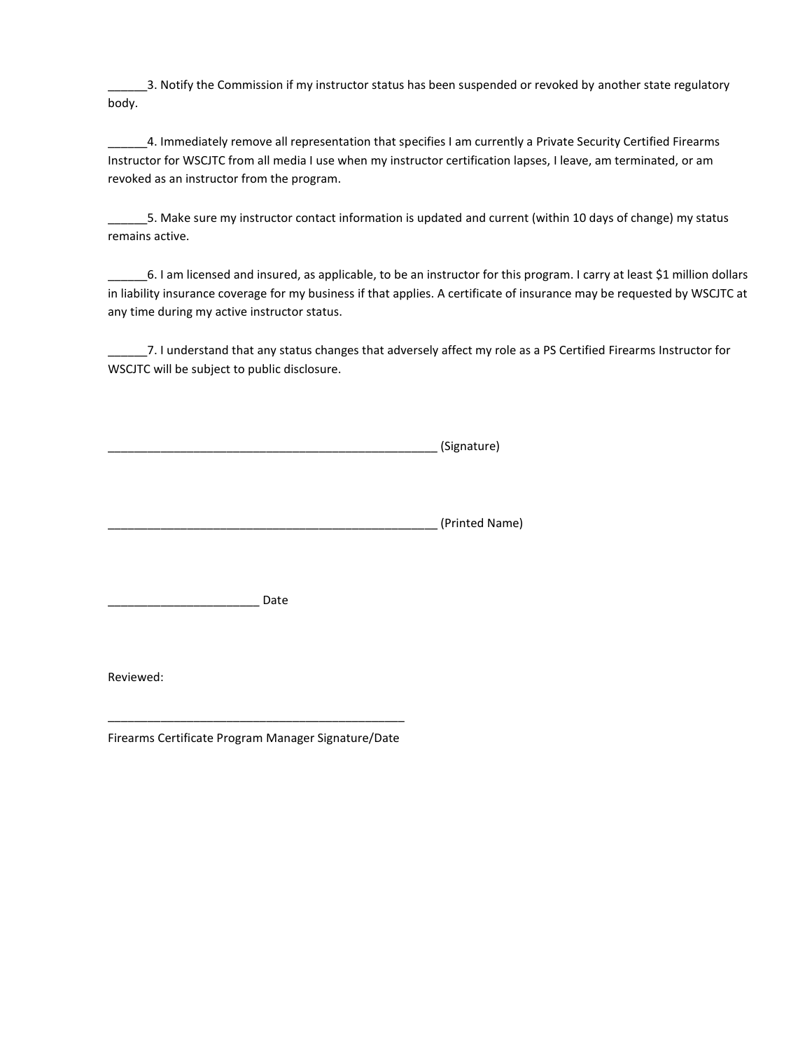______3. Notify the Commission if my instructor status has been suspended or revoked by another state regulatory body.

______4. Immediately remove all representation that specifies I am currently a Private Security Certified Firearms Instructor for WSCJTC from all media I use when my instructor certification lapses, I leave, am terminated, or am revoked as an instructor from the program.

______5. Make sure my instructor contact information is updated and current (within 10 days of change) my status remains active.

______6. I am licensed and insured, as applicable, to be an instructor for this program. I carry at least $1 million dollars in liability insurance coverage for my business if that applies. A certificate of insurance may be requested by WSCJTC at any time during my active instructor status.

______7. I understand that any status changes that adversely affect my role as a PS Certified Firearms Instructor for WSCJTC will be subject to public disclosure.

____________________________________________________ (Signature)

____________________________________________________ (Printed Name)

________________________ Date

Reviewed:

_______________________________________________

Firearms Certificate Program Manager Signature/Date